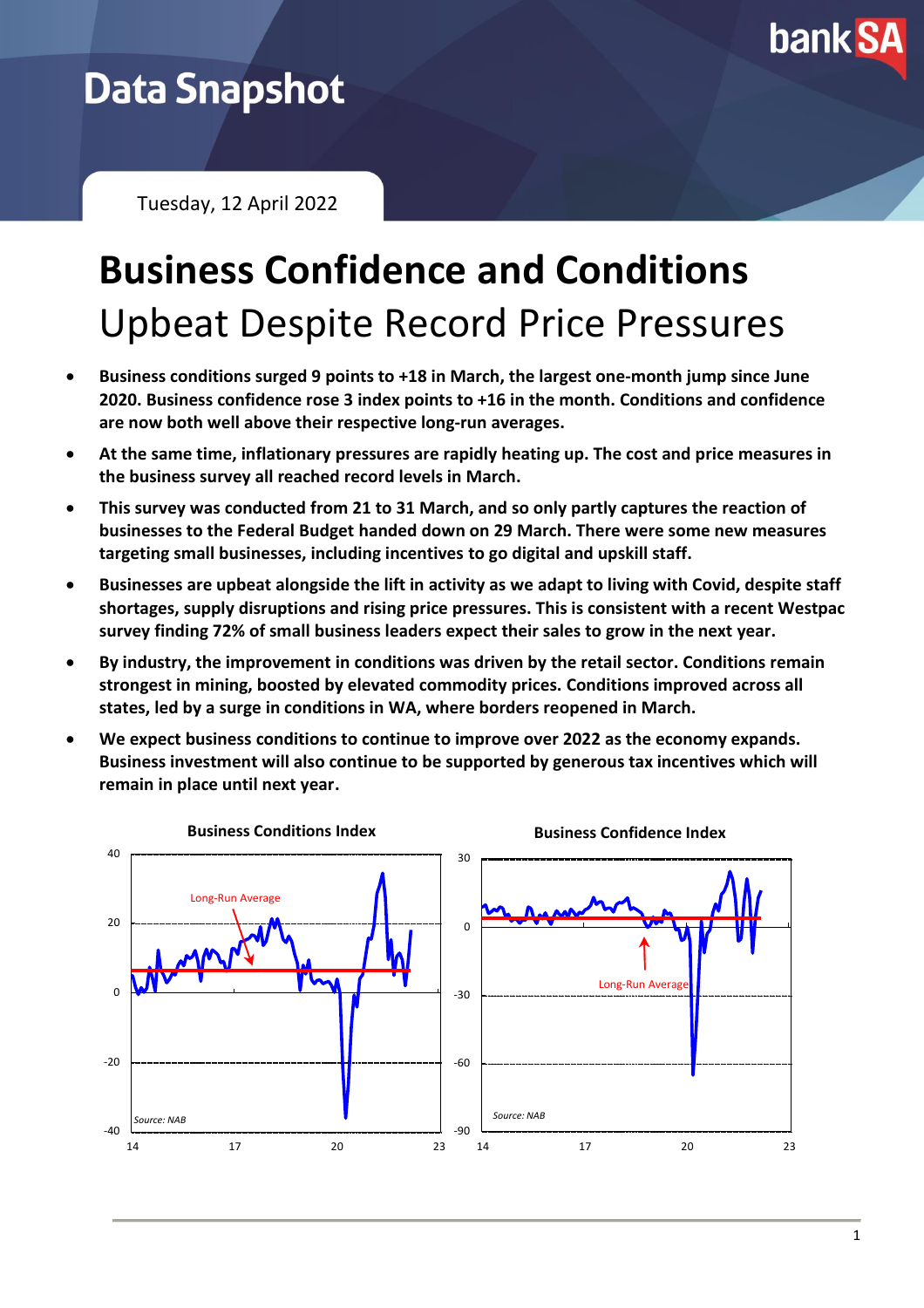Data Snapshot

Tuesday, 12 April 2022

# Business Confidence and Conditions

## Upbeat Despite Record Price Pressures

- **Business conditions surged 9 points to +18 in March, the largest one-month jump since June 2020. Business confidence rose 3 index points to +16 in the month. Conditions and confidence are now both well above their respective long-run averages.**
- **At the same time, inflationary pressures are rapidly heating up. The cost and price measures in the business survey all reached record levels in March.**
- **This survey was conducted from 21 to 31 March, and so only partly captures the reaction of businesses to the Federal Budget handed down on 29 March. There were some new measures targeting small businesses, including incentives to go digital and upskill staff.**
- **Businesses are upbeat alongside the lift in activity as we adapt to living with Covid, despite staff shortages, supply disruptions and rising price pressures. This is consistent with a recent Westpac survey finding 72% of small business leaders expect their sales to grow in the next year.**
- **By industry, the improvement in conditions was driven by the retail sector. Conditions remain strongest in mining, boosted by elevated commodity prices. Conditions improved across all states, led by a surge in conditions in WA, where borders reopened in March.**
- **We expect business conditions to continue to improve over 2022 as the economy expands. Business investment will also continue to be supported by generous tax incentives which will remain in place until next year.**

**Business Conditions Index**

Long-Run Average

Source: NAB

**Business Confidence Index**

Long-Run Average

Source: NAB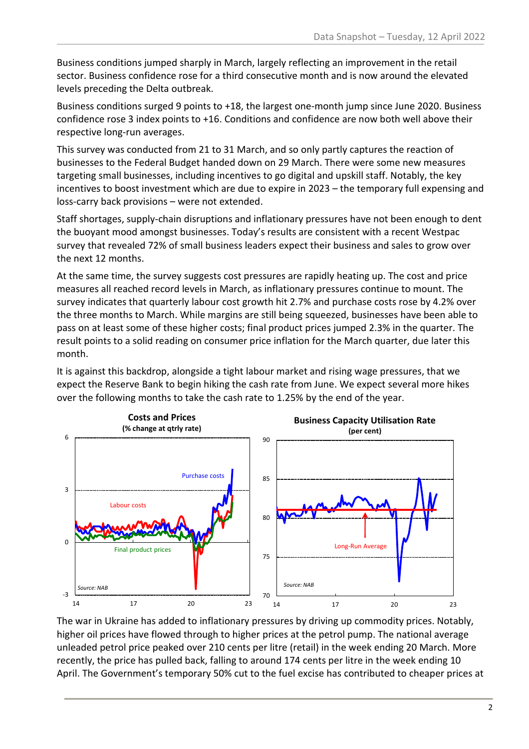Business conditions jumped sharply in March, largely reflecting an improvement in the retail sector. Business confidence rose for a third consecutive month and is now around the elevated levels preceding the Delta outbreak.

Business conditions surged 9 points to +18, the largest one-month jump since June 2020. Business confidence rose 3 index points to +16. Conditions and confidence are now both well above their respective long-run averages.

This survey was conducted from 21 to 31 March, and so only partly captures the reaction of businesses to the Federal Budget handed down on 29 March. There were some new measures targeting small businesses, including incentives to go digital and upskill staff. Notably, the key incentives to boost investment which are due to expire in 2023 – the temporary full expensing and loss-carry back provisions – were not extended.

Staff shortages, supply-chain disruptions and inflationary pressures have not been enough to dent the buoyant mood amongst businesses. Today's results are consistent with a recent Westpac survey that revealed 72% of small business leaders expect their business and sales to grow over the next 12 months.

At the same time, the survey suggests cost pressures are rapidly heating up. The cost and price measures all reached record levels in March, as inflationary pressures continue to mount. The survey indicates that quarterly labour cost growth hit 2.7% and purchase costs rose by 4.2% over the three months to March. While margins are still being squeezed, businesses have been able to pass on at least some of these higher costs; final product prices jumped 2.3% in the quarter. The result points to a solid reading on consumer price inflation for the March quarter, due later this month.

It is against this backdrop, alongside a tight labour market and rising wage pressures, that we expect the Reserve Bank to begin hiking the cash rate from June. We expect several more hikes over the following months to take the cash rate to 1.25% by the end of the year.

**Costs and Prices**
**(% change at qtrly rate)**

Source: NAB

**Business Capacity Utilisation Rate**
**(per cent)**

Source: NAB

The war in Ukraine has added to inflationary pressures by driving up commodity prices. Notably, higher oil prices have flowed through to higher prices at the petrol pump. The national average unleaded petrol price peaked over 210 cents per litre (retail) in the week ending 20 March. More recently, the price has pulled back, falling to around 174 cents per litre in the week ending 10 April. The Government's temporary 50% cut to the fuel excise has contributed to cheaper prices at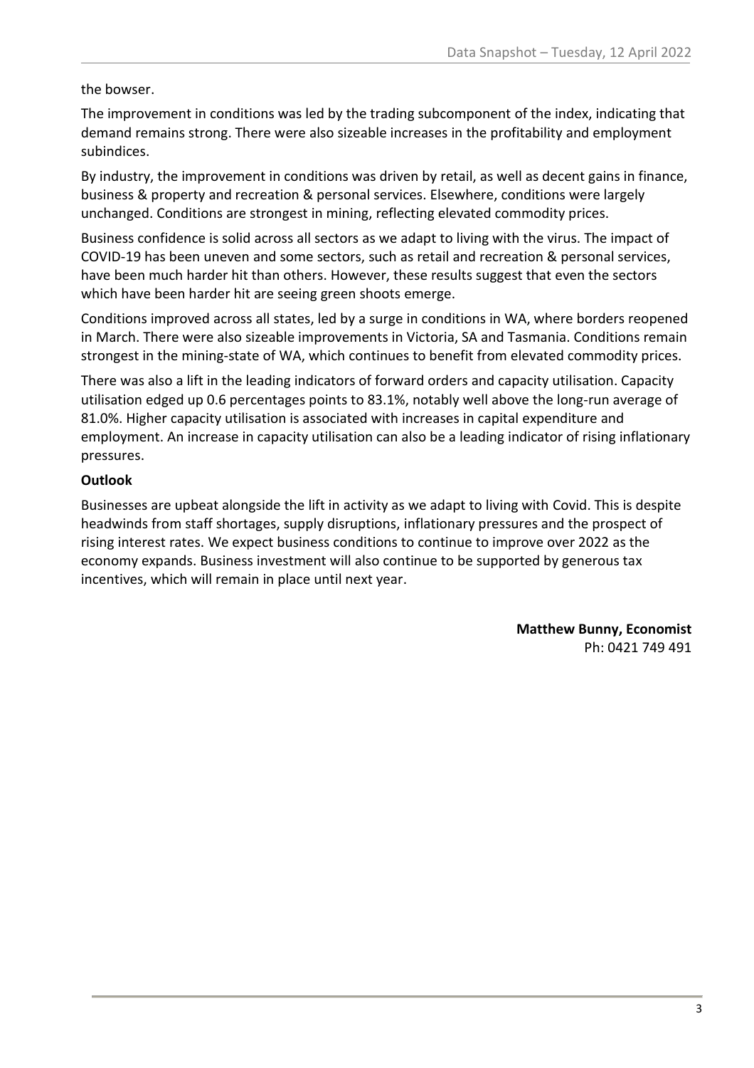the bowser.

The improvement in conditions was led by the trading subcomponent of the index, indicating that demand remains strong. There were also sizeable increases in the profitability and employment subindices.

By industry, the improvement in conditions was driven by retail, as well as decent gains in finance, business & property and recreation & personal services. Elsewhere, conditions were largely unchanged. Conditions are strongest in mining, reflecting elevated commodity prices.

Business confidence is solid across all sectors as we adapt to living with the virus. The impact of COVID-19 has been uneven and some sectors, such as retail and recreation & personal services, have been much harder hit than others. However, these results suggest that even the sectors which have been harder hit are seeing green shoots emerge.

Conditions improved across all states, led by a surge in conditions in WA, where borders reopened in March. There were also sizeable improvements in Victoria, SA and Tasmania. Conditions remain strongest in the mining-state of WA, which continues to benefit from elevated commodity prices.

There was also a lift in the leading indicators of forward orders and capacity utilisation. Capacity utilisation edged up 0.6 percentages points to 83.1%, notably well above the long-run average of 81.0%. Higher capacity utilisation is associated with increases in capital expenditure and employment. An increase in capacity utilisation can also be a leading indicator of rising inflationary pressures.

**Outlook**

Businesses are upbeat alongside the lift in activity as we adapt to living with Covid. This is despite headwinds from staff shortages, supply disruptions, inflationary pressures and the prospect of rising interest rates. We expect business conditions to continue to improve over 2022 as the economy expands. Business investment will also continue to be supported by generous tax incentives, which will remain in place until next year.

**Matthew Bunny, Economist**
Ph: 0421 749 491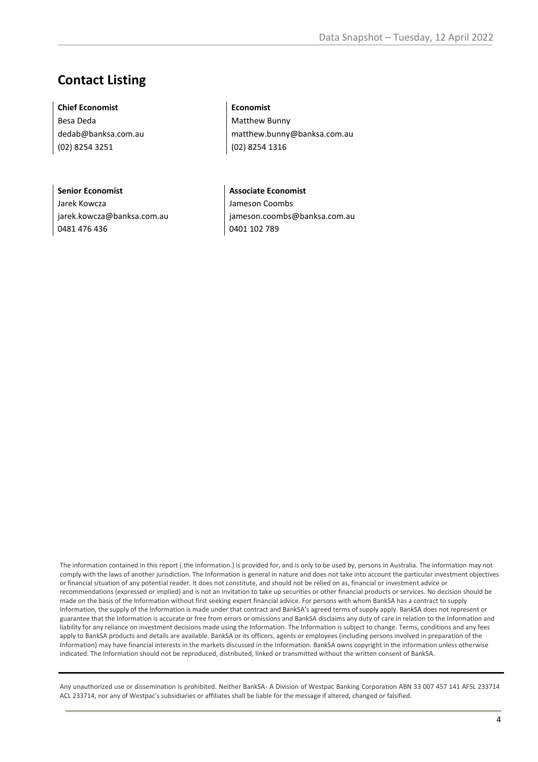## Contact Listing

**Chief Economist**
Besa Deda
dedab@banksa.com.au
(02) 8254 3251

**Economist**
Matthew Bunny
matthew.bunny@banksa.com.au
(02) 8254 1316

**Senior Economist**
Jarek Kowcza
jarek.kowcza@banksa.com.au
0481 476 436

**Associate Economist**
Jameson Coombs
jameson.coombs@banksa.com.au
0401 102 789

The information contained in this report (.the Information.) is provided for, and is only to be used by, persons in Australia. The information may not comply with the laws of another jurisdiction. The Information is general in nature and does not take into account the particular investment objectives or financial situation of any potential reader. It does not constitute, and should not be relied on as, financial or investment advice or recommendations (expressed or implied) and is not an invitation to take up securities or other financial products or services. No decision should be made on the basis of the Information without first seeking expert financial advice. For persons with whom BankSA has a contract to supply Information, the supply of the Information is made under that contract and BankSA's agreed terms of supply apply. BankSA does not represent or guarantee that the Information is accurate or free from errors or omissions and BankSA disclaims any duty of care in relation to the Information and liability for any reliance on investment decisions made using the Information. The Information is subject to change. Terms, conditions and any fees apply to BankSA products and details are available. BankSA or its officers, agents or employees (including persons involved in preparation of the Information) may have financial interests in the markets discussed in the Information. BankSA owns copyright in the information unless otherwise indicated. The Information should not be reproduced, distributed, linked or transmitted without the written consent of BankSA.

Any unauthorized use or dissemination is prohibited. Neither BankSA- A Division of Westpac Banking Corporation ABN 33 007 457 141 AFSL 233714 ACL 233714, nor any of Westpac's subsidiaries or affiliates shall be liable for the message if altered, changed or falsified.